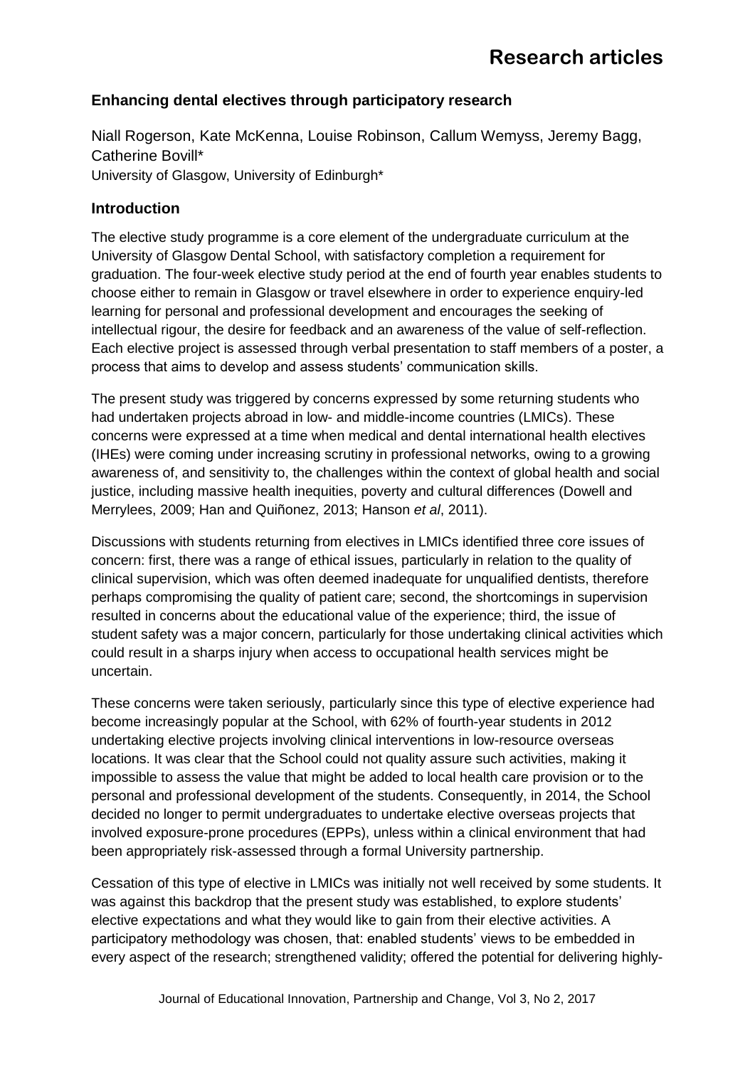## Enhancing dental electives through participatory research

Niall Rogerson, Kate McKenna, Louise Robinson, Callum Wemyss, Jeremy Bagg, Catherine Bovill*

University of Glasgow, University of Edinburgh*

### Introduction

The elective study programme is a core element of the undergraduate curriculum at the University of Glasgow Dental School, with satisfactory completion a requirement for graduation. The four-week elective study period at the end of fourth year enables students to choose either to remain in Glasgow or travel elsewhere in order to experience enquiry-led learning for personal and professional development and encourages the seeking of intellectual rigour, the desire for feedback and an awareness of the value of self-reflection. Each elective project is assessed through verbal presentation to staff members of a poster, a process that aims to develop and assess students' communication skills.

The present study was triggered by concerns expressed by some returning students who had undertaken projects abroad in low- and middle-income countries (LMICs). These concerns were expressed at a time when medical and dental international health electives (IHEs) were coming under increasing scrutiny in professional networks, owing to a growing awareness of, and sensitivity to, the challenges within the context of global health and social justice, including massive health inequities, poverty and cultural differences (Dowell and Merrylees, 2009; Han and Quiñonez, 2013; Hanson *et al*, 2011).

Discussions with students returning from electives in LMICs identified three core issues of concern: first, there was a range of ethical issues, particularly in relation to the quality of clinical supervision, which was often deemed inadequate for unqualified dentists, therefore perhaps compromising the quality of patient care; second, the shortcomings in supervision resulted in concerns about the educational value of the experience; third, the issue of student safety was a major concern, particularly for those undertaking clinical activities which could result in a sharps injury when access to occupational health services might be uncertain.

These concerns were taken seriously, particularly since this type of elective experience had become increasingly popular at the School, with 62% of fourth-year students in 2012 undertaking elective projects involving clinical interventions in low-resource overseas locations. It was clear that the School could not quality assure such activities, making it impossible to assess the value that might be added to local health care provision or to the personal and professional development of the students. Consequently, in 2014, the School decided no longer to permit undergraduates to undertake elective overseas projects that involved exposure-prone procedures (EPPs), unless within a clinical environment that had been appropriately risk-assessed through a formal University partnership.

Cessation of this type of elective in LMICs was initially not well received by some students. It was against this backdrop that the present study was established, to explore students' elective expectations and what they would like to gain from their elective activities. A participatory methodology was chosen, that: enabled students' views to be embedded in every aspect of the research; strengthened validity; offered the potential for delivering highly-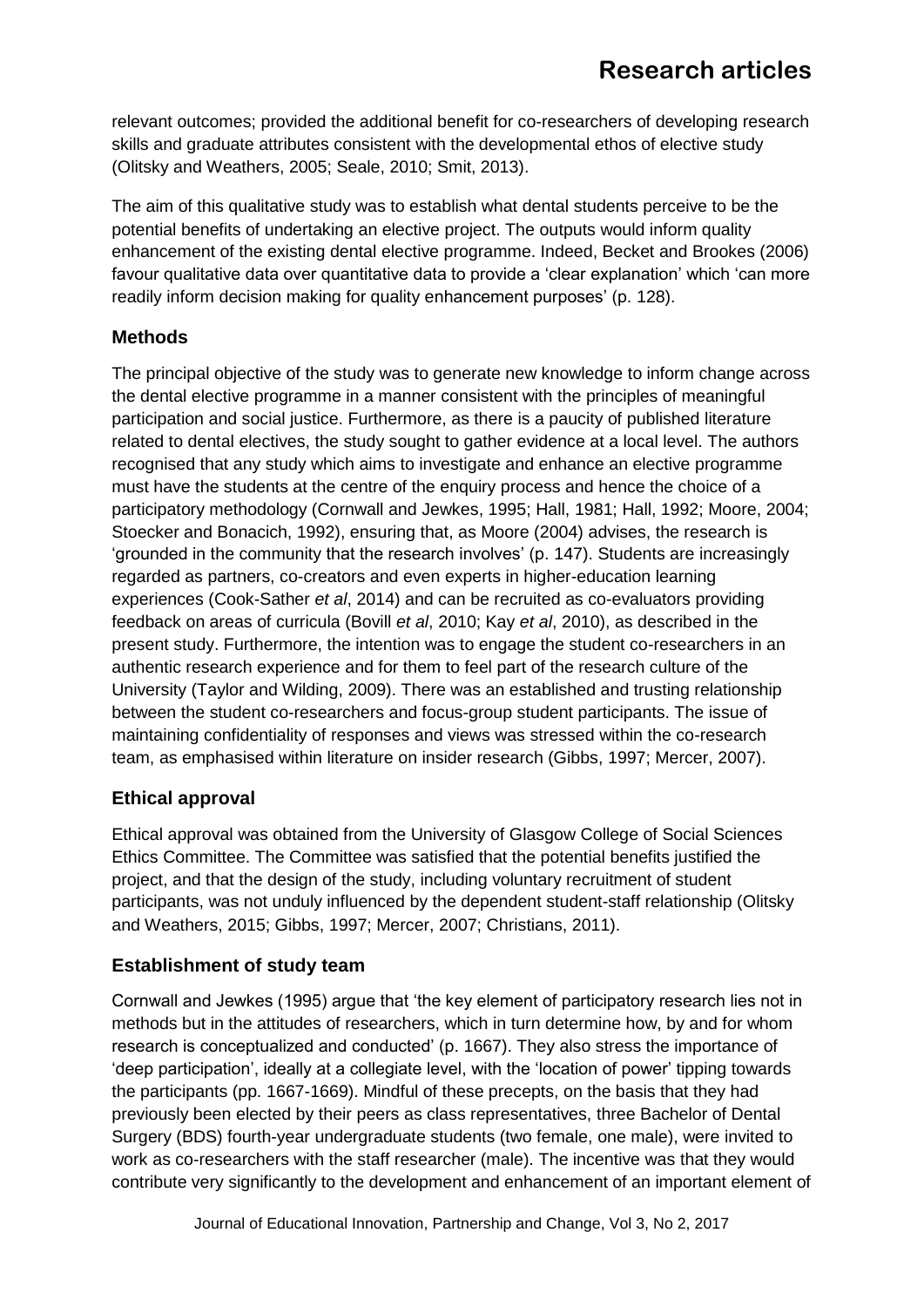relevant outcomes; provided the additional benefit for co-researchers of developing research skills and graduate attributes consistent with the developmental ethos of elective study (Olitsky and Weathers, 2005; Seale, 2010; Smit, 2013).

The aim of this qualitative study was to establish what dental students perceive to be the potential benefits of undertaking an elective project. The outputs would inform quality enhancement of the existing dental elective programme. Indeed, Becket and Brookes (2006) favour qualitative data over quantitative data to provide a 'clear explanation' which 'can more readily inform decision making for quality enhancement purposes' (p. 128).

## Methods

The principal objective of the study was to generate new knowledge to inform change across the dental elective programme in a manner consistent with the principles of meaningful participation and social justice. Furthermore, as there is a paucity of published literature related to dental electives, the study sought to gather evidence at a local level. The authors recognised that any study which aims to investigate and enhance an elective programme must have the students at the centre of the enquiry process and hence the choice of a participatory methodology (Cornwall and Jewkes, 1995; Hall, 1981; Hall, 1992; Moore, 2004; Stoecker and Bonacich, 1992), ensuring that, as Moore (2004) advises, the research is 'grounded in the community that the research involves' (p. 147). Students are increasingly regarded as partners, co-creators and even experts in higher-education learning experiences (Cook-Sather *et al*, 2014) and can be recruited as co-evaluators providing feedback on areas of curricula (Bovill *et al*, 2010; Kay *et al*, 2010), as described in the present study. Furthermore, the intention was to engage the student co-researchers in an authentic research experience and for them to feel part of the research culture of the University (Taylor and Wilding, 2009). There was an established and trusting relationship between the student co-researchers and focus-group student participants. The issue of maintaining confidentiality of responses and views was stressed within the co-research team, as emphasised within literature on insider research (Gibbs, 1997; Mercer, 2007).

## Ethical approval

Ethical approval was obtained from the University of Glasgow College of Social Sciences Ethics Committee. The Committee was satisfied that the potential benefits justified the project, and that the design of the study, including voluntary recruitment of student participants, was not unduly influenced by the dependent student-staff relationship (Olitsky and Weathers, 2015; Gibbs, 1997; Mercer, 2007; Christians, 2011).

## Establishment of study team

Cornwall and Jewkes (1995) argue that 'the key element of participatory research lies not in methods but in the attitudes of researchers, which in turn determine how, by and for whom research is conceptualized and conducted' (p. 1667). They also stress the importance of 'deep participation', ideally at a collegiate level, with the 'location of power' tipping towards the participants (pp. 1667-1669). Mindful of these precepts, on the basis that they had previously been elected by their peers as class representatives, three Bachelor of Dental Surgery (BDS) fourth-year undergraduate students (two female, one male), were invited to work as co-researchers with the staff researcher (male). The incentive was that they would contribute very significantly to the development and enhancement of an important element of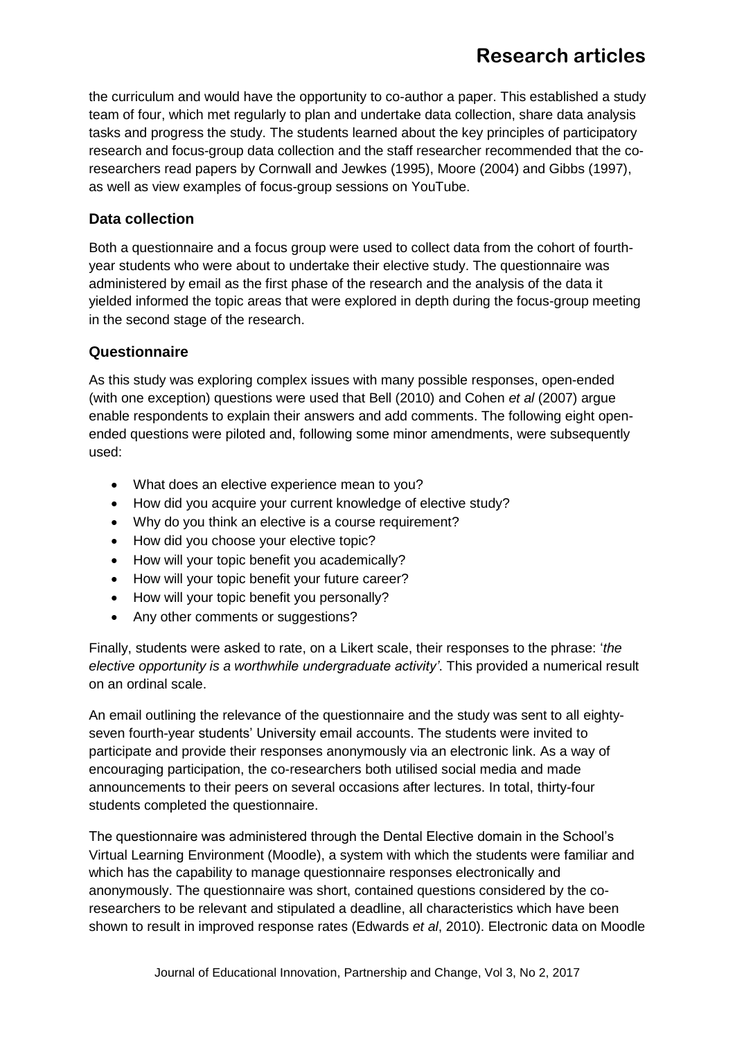the curriculum and would have the opportunity to co-author a paper. This established a study team of four, which met regularly to plan and undertake data collection, share data analysis tasks and progress the study. The students learned about the key principles of participatory research and focus-group data collection and the staff researcher recommended that the co-researchers read papers by Cornwall and Jewkes (1995), Moore (2004) and Gibbs (1997), as well as view examples of focus-group sessions on YouTube.

### Data collection

Both a questionnaire and a focus group were used to collect data from the cohort of fourth-year students who were about to undertake their elective study. The questionnaire was administered by email as the first phase of the research and the analysis of the data it yielded informed the topic areas that were explored in depth during the focus-group meeting in the second stage of the research.

### Questionnaire

As this study was exploring complex issues with many possible responses, open-ended (with one exception) questions were used that Bell (2010) and Cohen *et al* (2007) argue enable respondents to explain their answers and add comments. The following eight open-ended questions were piloted and, following some minor amendments, were subsequently used:

- What does an elective experience mean to you?
- How did you acquire your current knowledge of elective study?
- Why do you think an elective is a course requirement?
- How did you choose your elective topic?
- How will your topic benefit you academically?
- How will your topic benefit your future career?
- How will your topic benefit you personally?
- Any other comments or suggestions?

Finally, students were asked to rate, on a Likert scale, their responses to the phrase: '*the elective opportunity is a worthwhile undergraduate activity'*. This provided a numerical result on an ordinal scale.

An email outlining the relevance of the questionnaire and the study was sent to all eighty-seven fourth-year students' University email accounts. The students were invited to participate and provide their responses anonymously via an electronic link. As a way of encouraging participation, the co-researchers both utilised social media and made announcements to their peers on several occasions after lectures. In total, thirty-four students completed the questionnaire.

The questionnaire was administered through the Dental Elective domain in the School's Virtual Learning Environment (Moodle), a system with which the students were familiar and which has the capability to manage questionnaire responses electronically and anonymously. The questionnaire was short, contained questions considered by the co-researchers to be relevant and stipulated a deadline, all characteristics which have been shown to result in improved response rates (Edwards *et al*, 2010). Electronic data on Moodle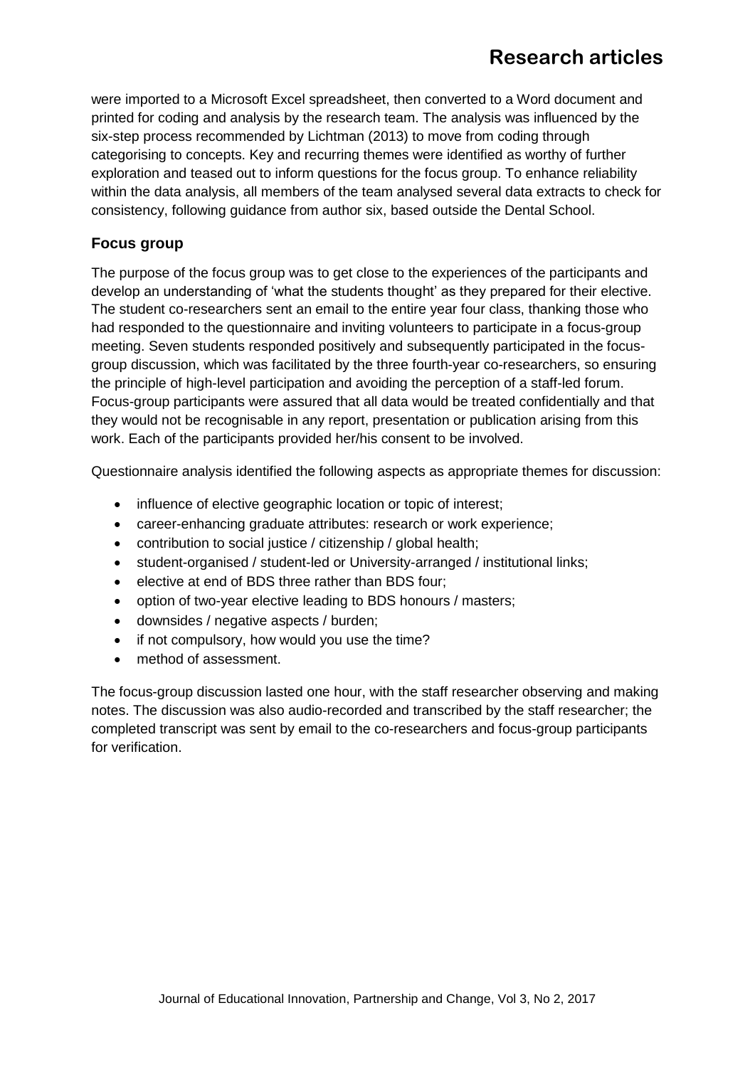were imported to a Microsoft Excel spreadsheet, then converted to a Word document and printed for coding and analysis by the research team. The analysis was influenced by the six-step process recommended by Lichtman (2013) to move from coding through categorising to concepts. Key and recurring themes were identified as worthy of further exploration and teased out to inform questions for the focus group. To enhance reliability within the data analysis, all members of the team analysed several data extracts to check for consistency, following guidance from author six, based outside the Dental School.

### Focus group

The purpose of the focus group was to get close to the experiences of the participants and develop an understanding of 'what the students thought' as they prepared for their elective. The student co-researchers sent an email to the entire year four class, thanking those who had responded to the questionnaire and inviting volunteers to participate in a focus-group meeting. Seven students responded positively and subsequently participated in the focus-group discussion, which was facilitated by the three fourth-year co-researchers, so ensuring the principle of high-level participation and avoiding the perception of a staff-led forum. Focus-group participants were assured that all data would be treated confidentially and that they would not be recognisable in any report, presentation or publication arising from this work. Each of the participants provided her/his consent to be involved.

Questionnaire analysis identified the following aspects as appropriate themes for discussion:

- influence of elective geographic location or topic of interest;
- career-enhancing graduate attributes: research or work experience;
- contribution to social justice / citizenship / global health;
- student-organised / student-led or University-arranged / institutional links;
- elective at end of BDS three rather than BDS four;
- option of two-year elective leading to BDS honours / masters;
- downsides / negative aspects / burden;
- if not compulsory, how would you use the time?
- method of assessment.

The focus-group discussion lasted one hour, with the staff researcher observing and making notes. The discussion was also audio-recorded and transcribed by the staff researcher; the completed transcript was sent by email to the co-researchers and focus-group participants for verification.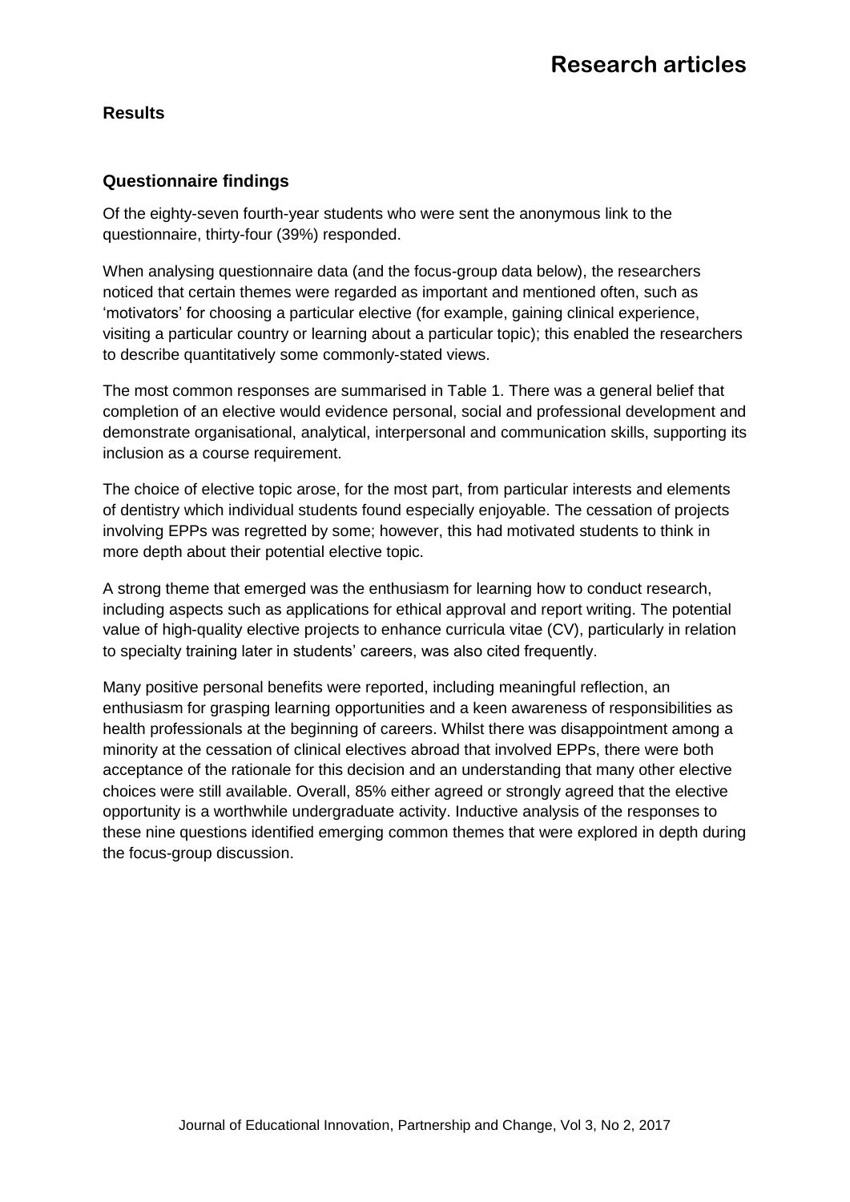## Results

### Questionnaire findings

Of the eighty-seven fourth-year students who were sent the anonymous link to the questionnaire, thirty-four (39%) responded.

When analysing questionnaire data (and the focus-group data below), the researchers noticed that certain themes were regarded as important and mentioned often, such as 'motivators' for choosing a particular elective (for example, gaining clinical experience, visiting a particular country or learning about a particular topic); this enabled the researchers to describe quantitatively some commonly-stated views.

The most common responses are summarised in Table 1. There was a general belief that completion of an elective would evidence personal, social and professional development and demonstrate organisational, analytical, interpersonal and communication skills, supporting its inclusion as a course requirement.

The choice of elective topic arose, for the most part, from particular interests and elements of dentistry which individual students found especially enjoyable. The cessation of projects involving EPPs was regretted by some; however, this had motivated students to think in more depth about their potential elective topic.

A strong theme that emerged was the enthusiasm for learning how to conduct research, including aspects such as applications for ethical approval and report writing. The potential value of high-quality elective projects to enhance curricula vitae (CV), particularly in relation to specialty training later in students' careers, was also cited frequently.

Many positive personal benefits were reported, including meaningful reflection, an enthusiasm for grasping learning opportunities and a keen awareness of responsibilities as health professionals at the beginning of careers. Whilst there was disappointment among a minority at the cessation of clinical electives abroad that involved EPPs, there were both acceptance of the rationale for this decision and an understanding that many other elective choices were still available. Overall, 85% either agreed or strongly agreed that the elective opportunity is a worthwhile undergraduate activity. Inductive analysis of the responses to these nine questions identified emerging common themes that were explored in depth during the focus-group discussion.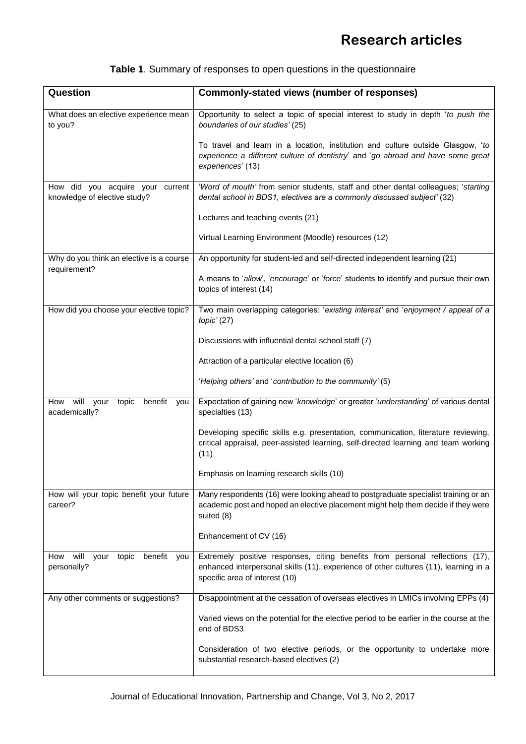**Table 1**. Summary of responses to open questions in the questionnaire

| Question | Commonly-stated views (number of responses) |
|---|---|
| What does an elective experience mean to you? | Opportunity to select a topic of special interest to study in depth '*to push the boundaries of our studies'* (25)<br><br>To travel and learn in a location, institution and culture outside Glasgow, '*to experience a different culture of dentistry*' and '*go abroad and have some great experiences*' (13) |
| How did you acquire your current knowledge of elective study? | '*Word of mouth'* from senior students, staff and other dental colleagues; '*starting dental school in BDS1, electives are a commonly discussed subject'* (32)<br><br>Lectures and teaching events (21)<br><br>Virtual Learning Environment (Moodle) resources (12) |
| Why do you think an elective is a course requirement? | An opportunity for student-led and self-directed independent learning (21)<br><br>A means to '*allow*', '*encourage*' or '*force*' students to identify and pursue their own topics of interest (14) |
| How did you choose your elective topic? | Two main overlapping categories: '*existing interest'* and '*enjoyment / appeal of a topic'* (27)<br><br>Discussions with influential dental school staff (7)<br><br>Attraction of a particular elective location (6)<br><br>'*Helping others'* and '*contribution to the community'* (5) |
| How will your topic benefit you academically? | Expectation of gaining new '*knowledge*' or greater '*understanding*' of various dental specialties (13)<br><br>Developing specific skills e.g. presentation, communication, literature reviewing, critical appraisal, peer-assisted learning, self-directed learning and team working (11)<br><br>Emphasis on learning research skills (10) |
| How will your topic benefit your future career? | Many respondents (16) were looking ahead to postgraduate specialist training or an academic post and hoped an elective placement might help them decide if they were suited (8)<br><br>Enhancement of CV (16) |
| How will your topic benefit you personally? | Extremely positive responses, citing benefits from personal reflections (17), enhanced interpersonal skills (11), experience of other cultures (11), learning in a specific area of interest (10) |
| Any other comments or suggestions? | Disappointment at the cessation of overseas electives in LMICs involving EPPs (4)<br><br>Varied views on the potential for the elective period to be earlier in the course at the end of BDS3<br><br>Consideration of two elective periods, or the opportunity to undertake more substantial research-based electives (2) |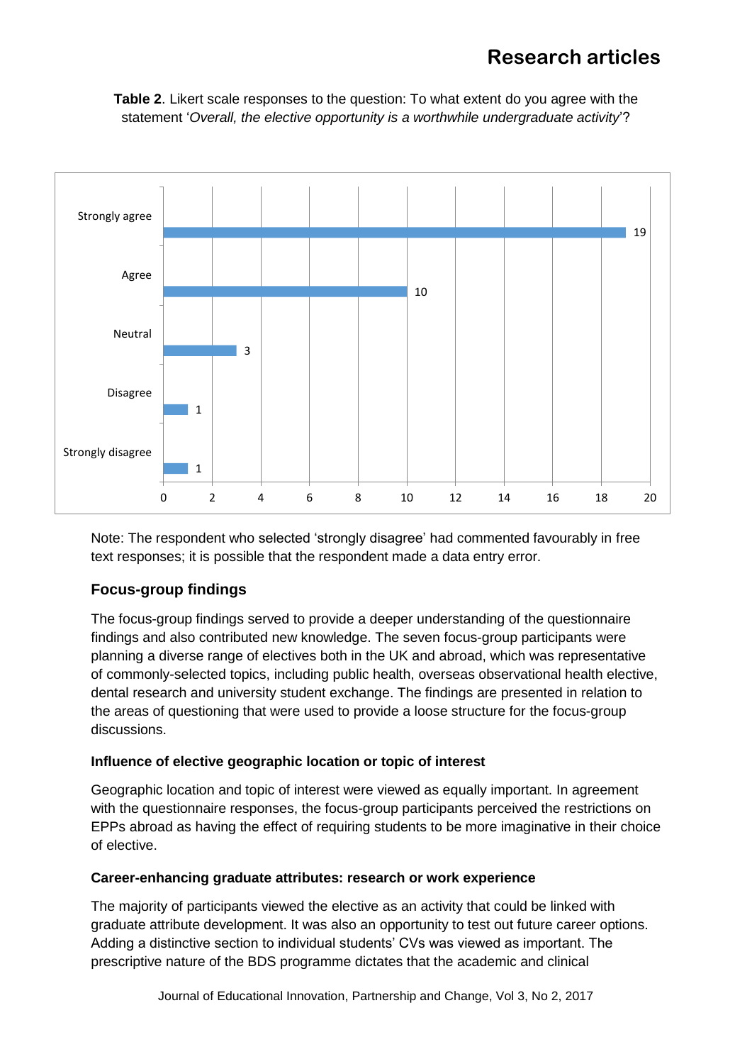**Table 2**. Likert scale responses to the question: To what extent do you agree with the statement '*Overall, the elective opportunity is a worthwhile undergraduate activity*'?

| Response | Count |
|---|---|
| Strongly agree | 19 |
| Agree | 10 |
| Neutral | 3 |
| Disagree | 1 |
| Strongly disagree | 1 |

Note: The respondent who selected 'strongly disagree' had commented favourably in free text responses; it is possible that the respondent made a data entry error.

## Focus-group findings

The focus-group findings served to provide a deeper understanding of the questionnaire findings and also contributed new knowledge. The seven focus-group participants were planning a diverse range of electives both in the UK and abroad, which was representative of commonly-selected topics, including public health, overseas observational health elective, dental research and university student exchange. The findings are presented in relation to the areas of questioning that were used to provide a loose structure for the focus-group discussions.

### Influence of elective geographic location or topic of interest

Geographic location and topic of interest were viewed as equally important. In agreement with the questionnaire responses, the focus-group participants perceived the restrictions on EPPs abroad as having the effect of requiring students to be more imaginative in their choice of elective.

### Career-enhancing graduate attributes: research or work experience

The majority of participants viewed the elective as an activity that could be linked with graduate attribute development. It was also an opportunity to test out future career options. Adding a distinctive section to individual students' CVs was viewed as important. The prescriptive nature of the BDS programme dictates that the academic and clinical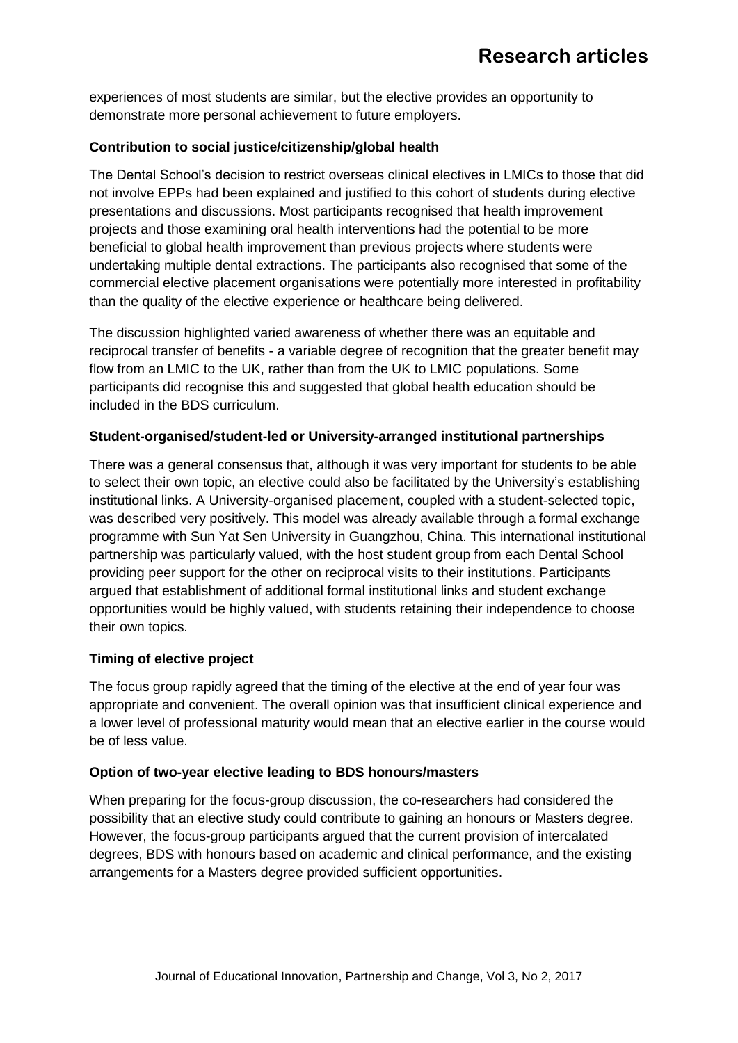experiences of most students are similar, but the elective provides an opportunity to demonstrate more personal achievement to future employers.

**Contribution to social justice/citizenship/global health**

The Dental School's decision to restrict overseas clinical electives in LMICs to those that did not involve EPPs had been explained and justified to this cohort of students during elective presentations and discussions. Most participants recognised that health improvement projects and those examining oral health interventions had the potential to be more beneficial to global health improvement than previous projects where students were undertaking multiple dental extractions. The participants also recognised that some of the commercial elective placement organisations were potentially more interested in profitability than the quality of the elective experience or healthcare being delivered.

The discussion highlighted varied awareness of whether there was an equitable and reciprocal transfer of benefits - a variable degree of recognition that the greater benefit may flow from an LMIC to the UK, rather than from the UK to LMIC populations. Some participants did recognise this and suggested that global health education should be included in the BDS curriculum.

**Student-organised/student-led or University-arranged institutional partnerships**

There was a general consensus that, although it was very important for students to be able to select their own topic, an elective could also be facilitated by the University's establishing institutional links. A University-organised placement, coupled with a student-selected topic, was described very positively. This model was already available through a formal exchange programme with Sun Yat Sen University in Guangzhou, China. This international institutional partnership was particularly valued, with the host student group from each Dental School providing peer support for the other on reciprocal visits to their institutions. Participants argued that establishment of additional formal institutional links and student exchange opportunities would be highly valued, with students retaining their independence to choose their own topics.

**Timing of elective project**

The focus group rapidly agreed that the timing of the elective at the end of year four was appropriate and convenient. The overall opinion was that insufficient clinical experience and a lower level of professional maturity would mean that an elective earlier in the course would be of less value.

**Option of two-year elective leading to BDS honours/masters**

When preparing for the focus-group discussion, the co-researchers had considered the possibility that an elective study could contribute to gaining an honours or Masters degree. However, the focus-group participants argued that the current provision of intercalated degrees, BDS with honours based on academic and clinical performance, and the existing arrangements for a Masters degree provided sufficient opportunities.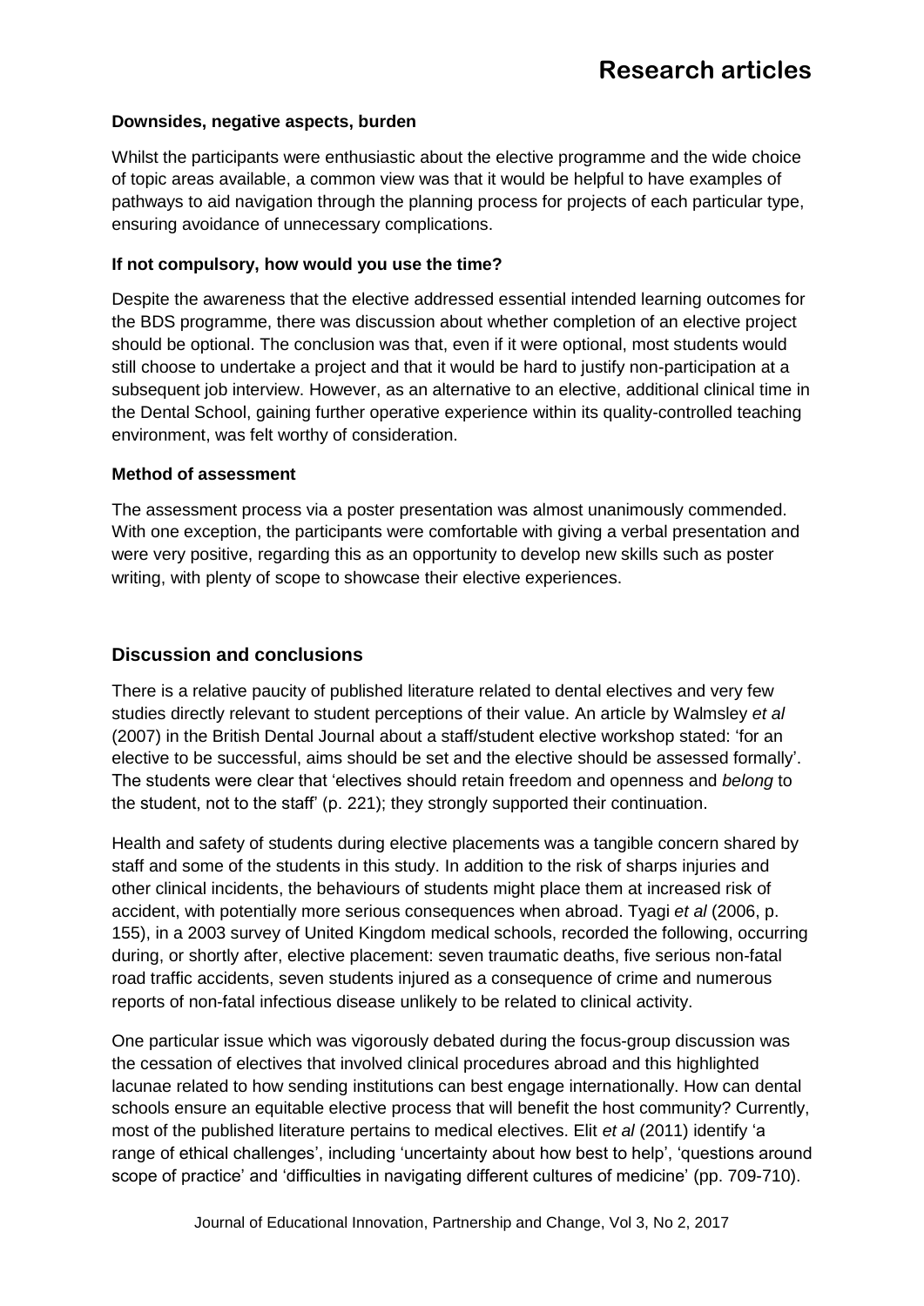**Downsides, negative aspects, burden**

Whilst the participants were enthusiastic about the elective programme and the wide choice of topic areas available, a common view was that it would be helpful to have examples of pathways to aid navigation through the planning process for projects of each particular type, ensuring avoidance of unnecessary complications.

**If not compulsory, how would you use the time?**

Despite the awareness that the elective addressed essential intended learning outcomes for the BDS programme, there was discussion about whether completion of an elective project should be optional. The conclusion was that, even if it were optional, most students would still choose to undertake a project and that it would be hard to justify non-participation at a subsequent job interview. However, as an alternative to an elective, additional clinical time in the Dental School, gaining further operative experience within its quality-controlled teaching environment, was felt worthy of consideration.

**Method of assessment**

The assessment process via a poster presentation was almost unanimously commended. With one exception, the participants were comfortable with giving a verbal presentation and were very positive, regarding this as an opportunity to develop new skills such as poster writing, with plenty of scope to showcase their elective experiences.

## Discussion and conclusions

There is a relative paucity of published literature related to dental electives and very few studies directly relevant to student perceptions of their value. An article by Walmsley *et al* (2007) in the British Dental Journal about a staff/student elective workshop stated: 'for an elective to be successful, aims should be set and the elective should be assessed formally'. The students were clear that 'electives should retain freedom and openness and *belong* to the student, not to the staff' (p. 221); they strongly supported their continuation.

Health and safety of students during elective placements was a tangible concern shared by staff and some of the students in this study. In addition to the risk of sharps injuries and other clinical incidents, the behaviours of students might place them at increased risk of accident, with potentially more serious consequences when abroad. Tyagi *et al* (2006, p. 155), in a 2003 survey of United Kingdom medical schools, recorded the following, occurring during, or shortly after, elective placement: seven traumatic deaths, five serious non-fatal road traffic accidents, seven students injured as a consequence of crime and numerous reports of non-fatal infectious disease unlikely to be related to clinical activity.

One particular issue which was vigorously debated during the focus-group discussion was the cessation of electives that involved clinical procedures abroad and this highlighted lacunae related to how sending institutions can best engage internationally. How can dental schools ensure an equitable elective process that will benefit the host community? Currently, most of the published literature pertains to medical electives. Elit *et al* (2011) identify 'a range of ethical challenges', including 'uncertainty about how best to help', 'questions around scope of practice' and 'difficulties in navigating different cultures of medicine' (pp. 709-710).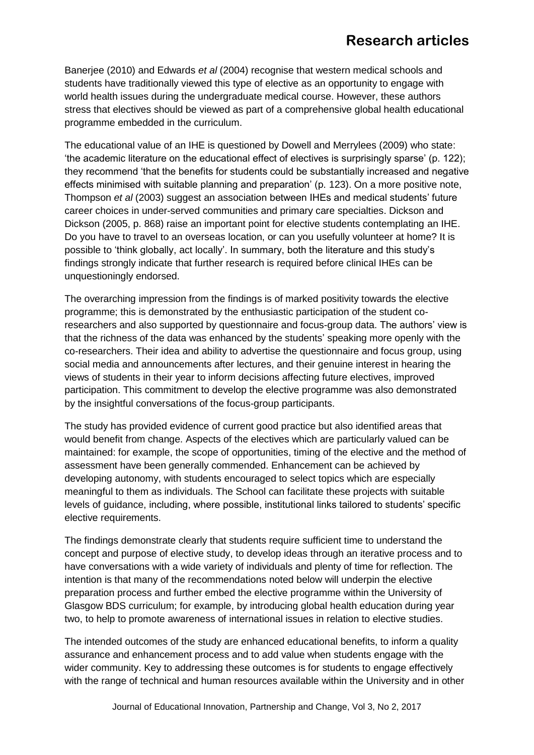Banerjee (2010) and Edwards *et al* (2004) recognise that western medical schools and students have traditionally viewed this type of elective as an opportunity to engage with world health issues during the undergraduate medical course. However, these authors stress that electives should be viewed as part of a comprehensive global health educational programme embedded in the curriculum.

The educational value of an IHE is questioned by Dowell and Merrylees (2009) who state: 'the academic literature on the educational effect of electives is surprisingly sparse' (p. 122); they recommend 'that the benefits for students could be substantially increased and negative effects minimised with suitable planning and preparation' (p. 123). On a more positive note, Thompson *et al* (2003) suggest an association between IHEs and medical students' future career choices in under-served communities and primary care specialties. Dickson and Dickson (2005, p. 868) raise an important point for elective students contemplating an IHE. Do you have to travel to an overseas location, or can you usefully volunteer at home? It is possible to 'think globally, act locally'. In summary, both the literature and this study's findings strongly indicate that further research is required before clinical IHEs can be unquestioningly endorsed.

The overarching impression from the findings is of marked positivity towards the elective programme; this is demonstrated by the enthusiastic participation of the student co-researchers and also supported by questionnaire and focus-group data. The authors' view is that the richness of the data was enhanced by the students' speaking more openly with the co-researchers. Their idea and ability to advertise the questionnaire and focus group, using social media and announcements after lectures, and their genuine interest in hearing the views of students in their year to inform decisions affecting future electives, improved participation. This commitment to develop the elective programme was also demonstrated by the insightful conversations of the focus-group participants.

The study has provided evidence of current good practice but also identified areas that would benefit from change. Aspects of the electives which are particularly valued can be maintained: for example, the scope of opportunities, timing of the elective and the method of assessment have been generally commended. Enhancement can be achieved by developing autonomy, with students encouraged to select topics which are especially meaningful to them as individuals. The School can facilitate these projects with suitable levels of guidance, including, where possible, institutional links tailored to students' specific elective requirements.

The findings demonstrate clearly that students require sufficient time to understand the concept and purpose of elective study, to develop ideas through an iterative process and to have conversations with a wide variety of individuals and plenty of time for reflection. The intention is that many of the recommendations noted below will underpin the elective preparation process and further embed the elective programme within the University of Glasgow BDS curriculum; for example, by introducing global health education during year two, to help to promote awareness of international issues in relation to elective studies.

The intended outcomes of the study are enhanced educational benefits, to inform a quality assurance and enhancement process and to add value when students engage with the wider community. Key to addressing these outcomes is for students to engage effectively with the range of technical and human resources available within the University and in other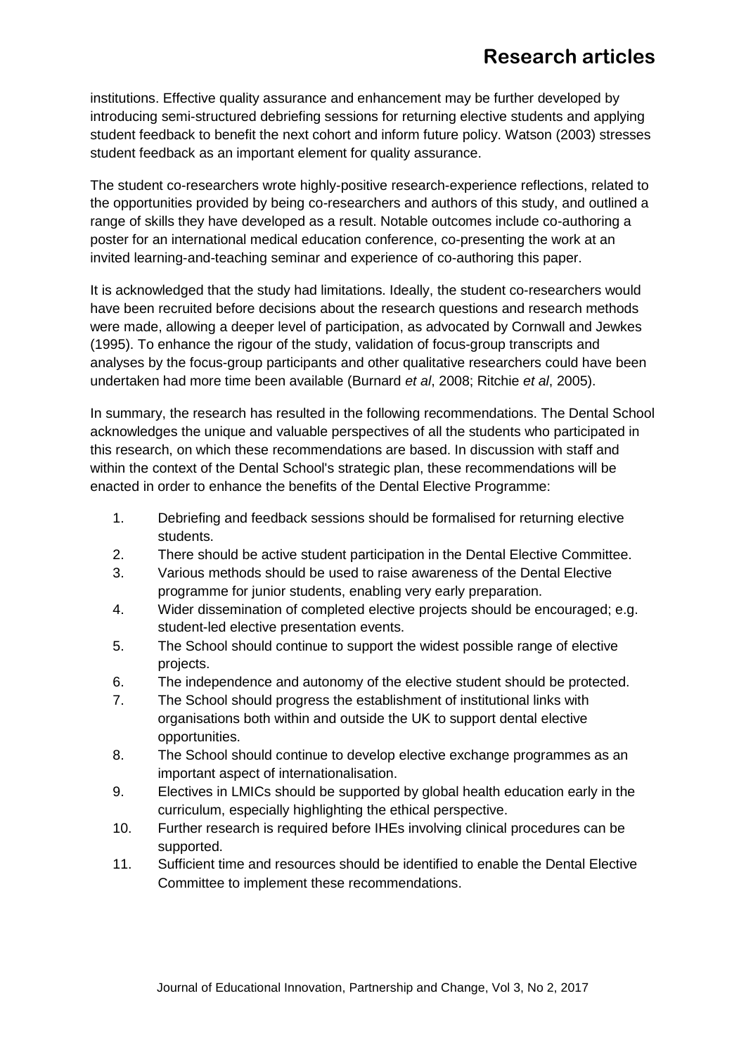institutions. Effective quality assurance and enhancement may be further developed by introducing semi-structured debriefing sessions for returning elective students and applying student feedback to benefit the next cohort and inform future policy. Watson (2003) stresses student feedback as an important element for quality assurance.

The student co-researchers wrote highly-positive research-experience reflections, related to the opportunities provided by being co-researchers and authors of this study, and outlined a range of skills they have developed as a result. Notable outcomes include co-authoring a poster for an international medical education conference, co-presenting the work at an invited learning-and-teaching seminar and experience of co-authoring this paper.

It is acknowledged that the study had limitations. Ideally, the student co-researchers would have been recruited before decisions about the research questions and research methods were made, allowing a deeper level of participation, as advocated by Cornwall and Jewkes (1995). To enhance the rigour of the study, validation of focus-group transcripts and analyses by the focus-group participants and other qualitative researchers could have been undertaken had more time been available (Burnard *et al*, 2008; Ritchie *et al*, 2005).

In summary, the research has resulted in the following recommendations. The Dental School acknowledges the unique and valuable perspectives of all the students who participated in this research, on which these recommendations are based. In discussion with staff and within the context of the Dental School's strategic plan, these recommendations will be enacted in order to enhance the benefits of the Dental Elective Programme:

1. Debriefing and feedback sessions should be formalised for returning elective students.
2. There should be active student participation in the Dental Elective Committee.
3. Various methods should be used to raise awareness of the Dental Elective programme for junior students, enabling very early preparation.
4. Wider dissemination of completed elective projects should be encouraged; e.g. student-led elective presentation events.
5. The School should continue to support the widest possible range of elective projects.
6. The independence and autonomy of the elective student should be protected.
7. The School should progress the establishment of institutional links with organisations both within and outside the UK to support dental elective opportunities.
8. The School should continue to develop elective exchange programmes as an important aspect of internationalisation.
9. Electives in LMICs should be supported by global health education early in the curriculum, especially highlighting the ethical perspective.
10. Further research is required before IHEs involving clinical procedures can be supported.
11. Sufficient time and resources should be identified to enable the Dental Elective Committee to implement these recommendations.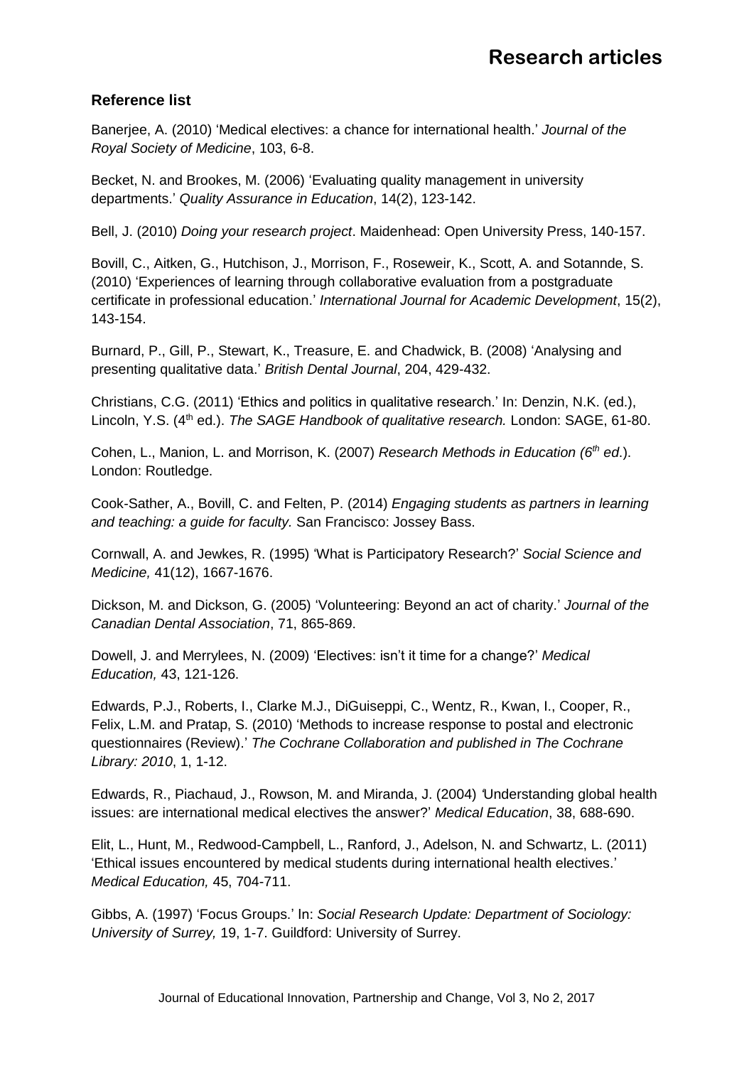### Reference list

Banerjee, A. (2010) 'Medical electives: a chance for international health.' *Journal of the Royal Society of Medicine*, 103, 6-8.

Becket, N. and Brookes, M. (2006) 'Evaluating quality management in university departments.' *Quality Assurance in Education*, 14(2), 123-142.

Bell, J. (2010) *Doing your research project*. Maidenhead: Open University Press, 140-157.

Bovill, C., Aitken, G., Hutchison, J., Morrison, F., Roseweir, K., Scott, A. and Sotannde, S. (2010) 'Experiences of learning through collaborative evaluation from a postgraduate certificate in professional education.' *International Journal for Academic Development*, 15(2), 143-154.

Burnard, P., Gill, P., Stewart, K., Treasure, E. and Chadwick, B. (2008) 'Analysing and presenting qualitative data.' *British Dental Journal*, 204, 429-432.

Christians, C.G. (2011) 'Ethics and politics in qualitative research.' In: Denzin, N.K. (ed.), Lincoln, Y.S. (4th ed.). *The SAGE Handbook of qualitative research.* London: SAGE, 61-80.

Cohen, L., Manion, L. and Morrison, K. (2007) *Research Methods in Education (6th ed*.). London: Routledge.

Cook-Sather, A., Bovill, C. and Felten, P. (2014) *Engaging students as partners in learning and teaching: a guide for faculty.* San Francisco: Jossey Bass.

Cornwall, A. and Jewkes, R. (1995) 'What is Participatory Research?' *Social Science and Medicine,* 41(12), 1667-1676.

Dickson, M. and Dickson, G. (2005) 'Volunteering: Beyond an act of charity.' *Journal of the Canadian Dental Association*, 71, 865-869.

Dowell, J. and Merrylees, N. (2009) 'Electives: isn't it time for a change?' *Medical Education,* 43, 121-126.

Edwards, P.J., Roberts, I., Clarke M.J., DiGuiseppi, C., Wentz, R., Kwan, I., Cooper, R., Felix, L.M. and Pratap, S. (2010) 'Methods to increase response to postal and electronic questionnaires (Review).' *The Cochrane Collaboration and published in The Cochrane Library: 2010*, 1, 1-12.

Edwards, R., Piachaud, J., Rowson, M. and Miranda, J. (2004) 'Understanding global health issues: are international medical electives the answer?' *Medical Education*, 38, 688-690.

Elit, L., Hunt, M., Redwood-Campbell, L., Ranford, J., Adelson, N. and Schwartz, L. (2011) 'Ethical issues encountered by medical students during international health electives.' *Medical Education,* 45, 704-711.

Gibbs, A. (1997) 'Focus Groups.' In: *Social Research Update: Department of Sociology: University of Surrey,* 19, 1-7. Guildford: University of Surrey.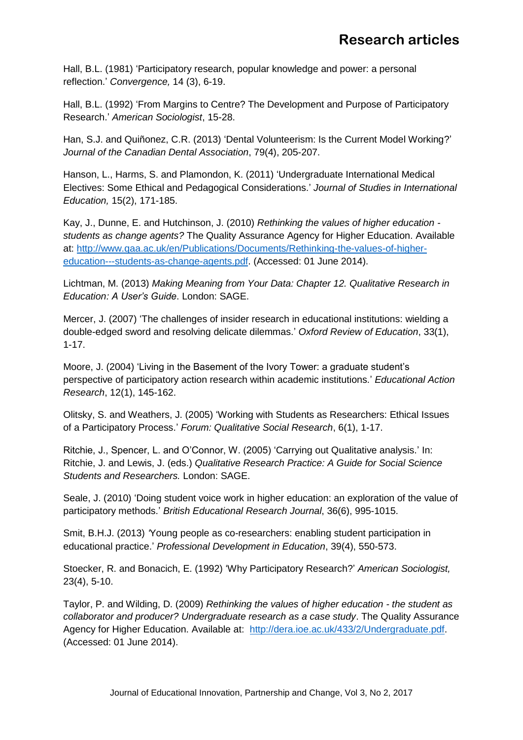Hall, B.L. (1981) 'Participatory research, popular knowledge and power: a personal reflection.' *Convergence,* 14 (3), 6-19.

Hall, B.L. (1992) 'From Margins to Centre? The Development and Purpose of Participatory Research.' *American Sociologist*, 15-28.

Han, S.J. and Quiñonez, C.R. (2013) 'Dental Volunteerism: Is the Current Model Working?' *Journal of the Canadian Dental Association*, 79(4), 205-207.

Hanson, L., Harms, S. and Plamondon, K. (2011) 'Undergraduate International Medical Electives: Some Ethical and Pedagogical Considerations.' *Journal of Studies in International Education,* 15(2), 171-185.

Kay, J., Dunne, E. and Hutchinson, J. (2010) *Rethinking the values of higher education - students as change agents?* The Quality Assurance Agency for Higher Education. Available at: [http://www.qaa.ac.uk/en/Publications/Documents/Rethinking-the-values-of-higher-education---students-as-change-agents.pdf](http://www.qaa.ac.uk/en/Publications/Documents/Rethinking-the-values-of-higher-education---students-as-change-agents.pdf). (Accessed: 01 June 2014).

Lichtman, M. (2013) *Making Meaning from Your Data: Chapter 12. Qualitative Research in Education: A User's Guide*. London: SAGE.

Mercer, J. (2007) 'The challenges of insider research in educational institutions: wielding a double-edged sword and resolving delicate dilemmas.' *Oxford Review of Education*, 33(1), 1-17.

Moore, J. (2004) 'Living in the Basement of the Ivory Tower: a graduate student's perspective of participatory action research within academic institutions.' *Educational Action Research*, 12(1), 145-162.

Olitsky, S. and Weathers, J. (2005) 'Working with Students as Researchers: Ethical Issues of a Participatory Process.' *Forum: Qualitative Social Research*, 6(1), 1-17.

Ritchie, J., Spencer, L. and O'Connor, W. (2005) 'Carrying out Qualitative analysis.' In: Ritchie, J. and Lewis, J. (eds.) *Qualitative Research Practice: A Guide for Social Science Students and Researchers.* London: SAGE.

Seale, J. (2010) 'Doing student voice work in higher education: an exploration of the value of participatory methods.' *British Educational Research Journal*, 36(6), 995-1015.

Smit, B.H.J. (2013) 'Young people as co-researchers: enabling student participation in educational practice.' *Professional Development in Education*, 39(4), 550-573.

Stoecker, R. and Bonacich, E. (1992) 'Why Participatory Research?' *American Sociologist,* 23(4), 5-10.

Taylor, P. and Wilding, D. (2009) *Rethinking the values of higher education - the student as collaborator and producer? Undergraduate research as a case study*. The Quality Assurance Agency for Higher Education. Available at: [http://dera.ioe.ac.uk/433/2/Undergraduate.pdf](http://dera.ioe.ac.uk/433/2/Undergraduate.pdf). (Accessed: 01 June 2014).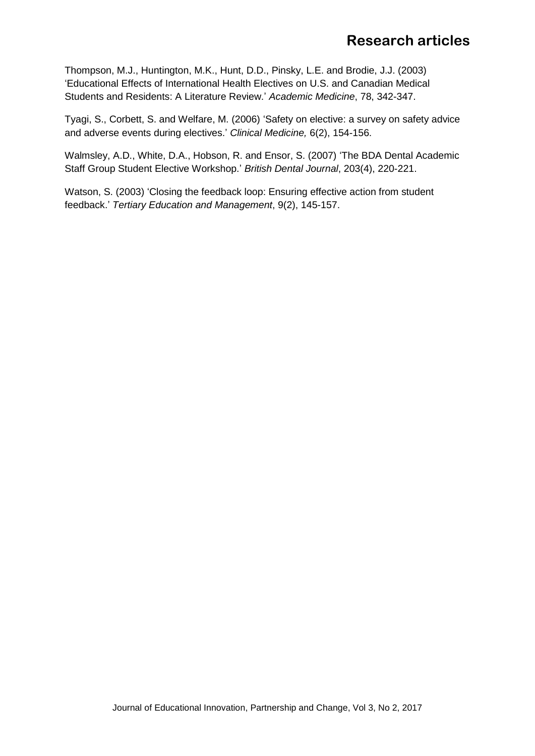Thompson, M.J., Huntington, M.K., Hunt, D.D., Pinsky, L.E. and Brodie, J.J. (2003) 'Educational Effects of International Health Electives on U.S. and Canadian Medical Students and Residents: A Literature Review.' *Academic Medicine*, 78, 342-347.

Tyagi, S., Corbett, S. and Welfare, M. (2006) 'Safety on elective: a survey on safety advice and adverse events during electives.' *Clinical Medicine,* 6(2), 154-156.

Walmsley, A.D., White, D.A., Hobson, R. and Ensor, S. (2007) 'The BDA Dental Academic Staff Group Student Elective Workshop.' *British Dental Journal*, 203(4), 220-221.

Watson, S. (2003) 'Closing the feedback loop: Ensuring effective action from student feedback.' *Tertiary Education and Management*, 9(2), 145-157.